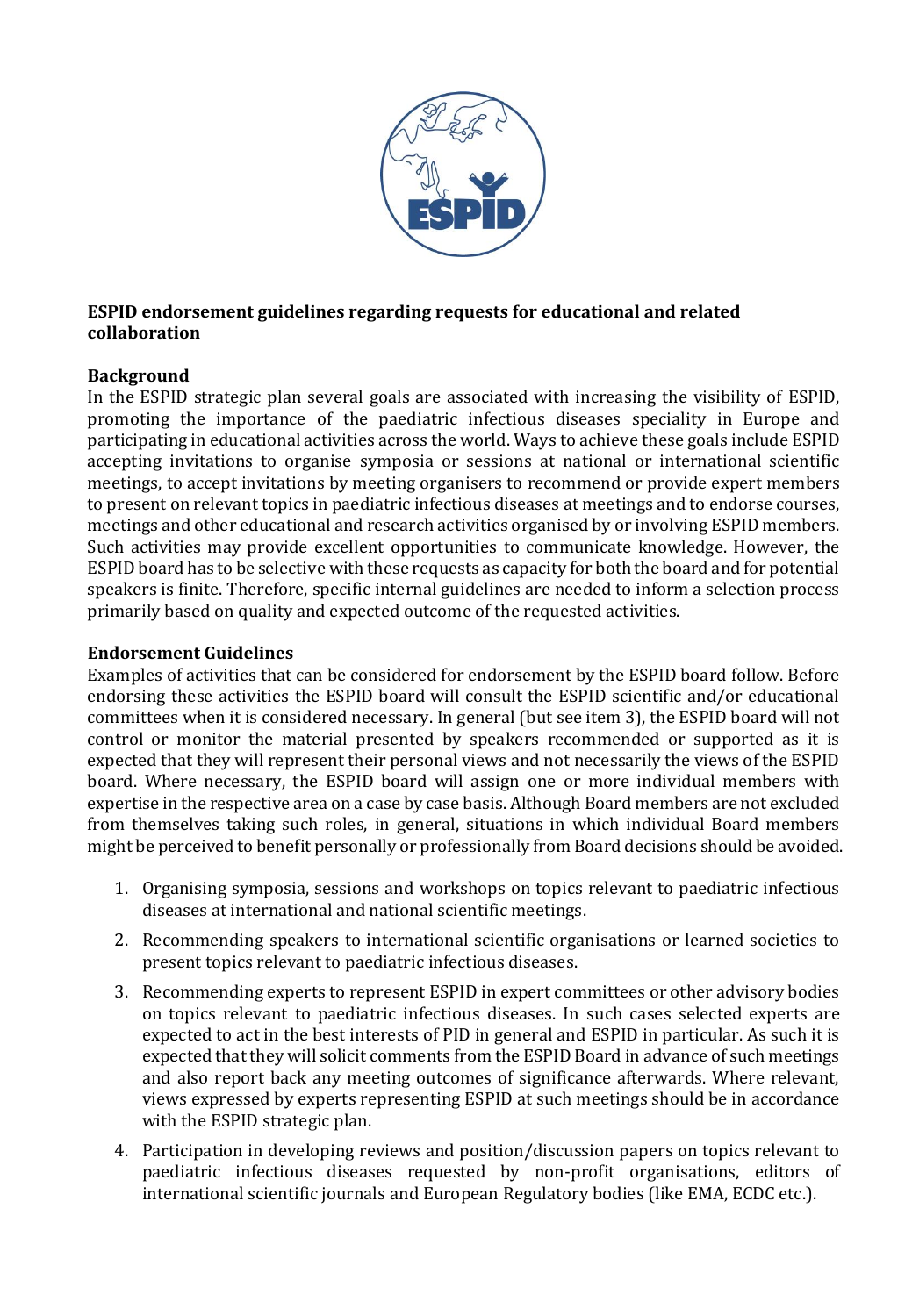**ESPID endorsement guidelines regarding requests for educational and related collaboration**

**Background**

In the ESPID strategic plan several goals are associated with increasing the visibility of ESPID, promoting the importance of the paediatric infectious diseases speciality in Europe and participating in educational activities across the world. Ways to achieve these goals include ESPID accepting invitations to organise symposia or sessions at national or international scientific meetings, to accept invitations by meeting organisers to recommend or provide expert members to present on relevant topics in paediatric infectious diseases at meetings and to endorse courses, meetings and other educational and research activities organised by or involving ESPID members. Such activities may provide excellent opportunities to communicate knowledge. However, the ESPID board has to be selective with these requests as capacity for both the board and for potential speakers is finite. Therefore, specific internal guidelines are needed to inform a selection process primarily based on quality and expected outcome of the requested activities.

**Endorsement Guidelines**

Examples of activities that can be considered for endorsement by the ESPID board follow. Before endorsing these activities the ESPID board will consult the ESPID scientific and/or educational committees when it is considered necessary. In general (but see item 3), the ESPID board will not control or monitor the material presented by speakers recommended or supported as it is expected that they will represent their personal views and not necessarily the views of the ESPID board. Where necessary, the ESPID board will assign one or more individual members with expertise in the respective area on a case by case basis. Although Board members are not excluded from themselves taking such roles, in general, situations in which individual Board members might be perceived to benefit personally or professionally from Board decisions should be avoided.

1. Organising symposia, sessions and workshops on topics relevant to paediatric infectious diseases at international and national scientific meetings.
2. Recommending speakers to international scientific organisations or learned societies to present topics relevant to paediatric infectious diseases.
3. Recommending experts to represent ESPID in expert committees or other advisory bodies on topics relevant to paediatric infectious diseases. In such cases selected experts are expected to act in the best interests of PID in general and ESPID in particular. As such it is expected that they will solicit comments from the ESPID Board in advance of such meetings and also report back any meeting outcomes of significance afterwards. Where relevant, views expressed by experts representing ESPID at such meetings should be in accordance with the ESPID strategic plan.
4. Participation in developing reviews and position/discussion papers on topics relevant to paediatric infectious diseases requested by non-profit organisations, editors of international scientific journals and European Regulatory bodies (like EMA, ECDC etc.).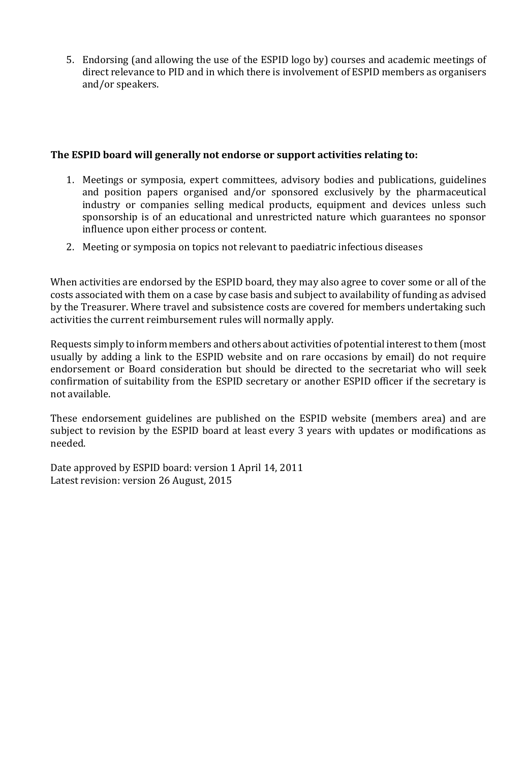5. Endorsing (and allowing the use of the ESPID logo by) courses and academic meetings of direct relevance to PID and in which there is involvement of ESPID members as organisers and/or speakers.

**The ESPID board will generally not endorse or support activities relating to:**

1. Meetings or symposia, expert committees, advisory bodies and publications, guidelines and position papers organised and/or sponsored exclusively by the pharmaceutical industry or companies selling medical products, equipment and devices unless such sponsorship is of an educational and unrestricted nature which guarantees no sponsor influence upon either process or content.
2. Meeting or symposia on topics not relevant to paediatric infectious diseases

When activities are endorsed by the ESPID board, they may also agree to cover some or all of the costs associated with them on a case by case basis and subject to availability of funding as advised by the Treasurer. Where travel and subsistence costs are covered for members undertaking such activities the current reimbursement rules will normally apply.

Requests simply to inform members and others about activities of potential interest to them (most usually by adding a link to the ESPID website and on rare occasions by email) do not require endorsement or Board consideration but should be directed to the secretariat who will seek confirmation of suitability from the ESPID secretary or another ESPID officer if the secretary is not available.

These endorsement guidelines are published on the ESPID website (members area) and are subject to revision by the ESPID board at least every 3 years with updates or modifications as needed.

Date approved by ESPID board: version 1 April 14, 2011
Latest revision: version 26 August, 2015